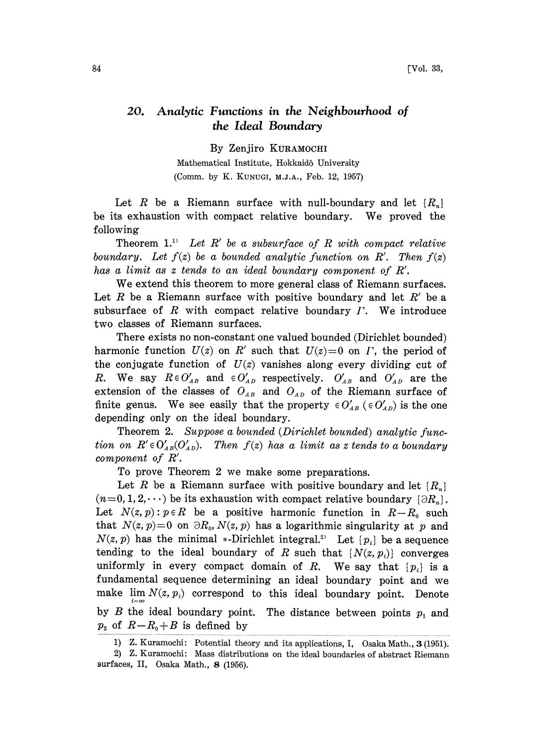# 20. Analytic Functions in the Neighbourhood of the Ideal Boundary

By Zenjiro KURAMOCHI

Mathematical Institute, Hokkaidô University

(Comm. by K. KUNUGI, M.J.A., Feb. 12, 1957)

Let $R$ be a Riemann surface with null-boundary and let $\{R_n\}$ be its exhaustion with compact relative boundary. We proved the following

Theorem 1.[1] *Let $R'$ be a subsurface of $R$ with compact relative boundary. Let $f(z)$ be a bounded analytic function on $R'$. Then $f(z)$ has a limit as $z$ tends to an ideal boundary component of $R'$.*

We extend this theorem to more general class of Riemann surfaces. Let $R$ be a Riemann surface with positive boundary and let $R'$ be a subsurface of $R$ with compact relative boundary $\Gamma$. We introduce two classes of Riemann surfaces.

There exists no non-constant one valued bounded (Dirichlet bounded) harmonic function $U(z)$ on $R'$ such that $U(z)=0$ on $\Gamma$, the period of the conjugate function of $U(z)$ vanishes along every dividing cut of $R$. We say $R \in O'_{AB}$ and $\in O'_{AD}$ respectively. $O'_{AB}$ and $O'_{AD}$ are the extension of the classes of $O_{AB}$ and $O_{AD}$ of the Riemann surface of finite genus. We see easily that the property $\in O'_{AB}$ ($\in O'_{AD}$) is the one depending only on the ideal boundary.

Theorem 2. *Suppose a bounded (Dirichlet bounded) analytic function on $R' \in O'_{AB}(O'_{AD})$. Then $f(z)$ has a limit as $z$ tends to a boundary component of $R'$.*

To prove Theorem 2 we make some preparations.

Let $R$ be a Riemann surface with positive boundary and let $\{R_n\}$ $(n=0,1,2,\cdots)$ be its exhaustion with compact relative boundary $\{\partial R_n\}$. Let $N(z,p): p \in R$ be a positive harmonic function in $R-R_0$ such that $N(z,p)=0$ on $\partial R_0$, $N(z,p)$ has a logarithmic singularity at $p$ and $N(z,p)$ has the minimal $*$-Dirichlet integral.[2] Let $\{p_i\}$ be a sequence tending to the ideal boundary of $R$ such that $\{N(z,p_i)\}$ converges uniformly in every compact domain of $R$. We say that $\{p_i\}$ is a fundamental sequence determining an ideal boundary point and we make $\lim_{i=\infty} N(z,p_i)$ correspond to this ideal boundary point. Denote by $B$ the ideal boundary point. The distance between points $p_1$ and $p_2$ of $R-R_0+B$ is defined by

1) Z. Kuramochi: Potential theory and its applications, I, Osaka Math., **3** (1951).

2) Z. Kuramochi: Mass distributions on the ideal boundaries of abstract Riemann surfaces, II, Osaka Math., **8** (1956).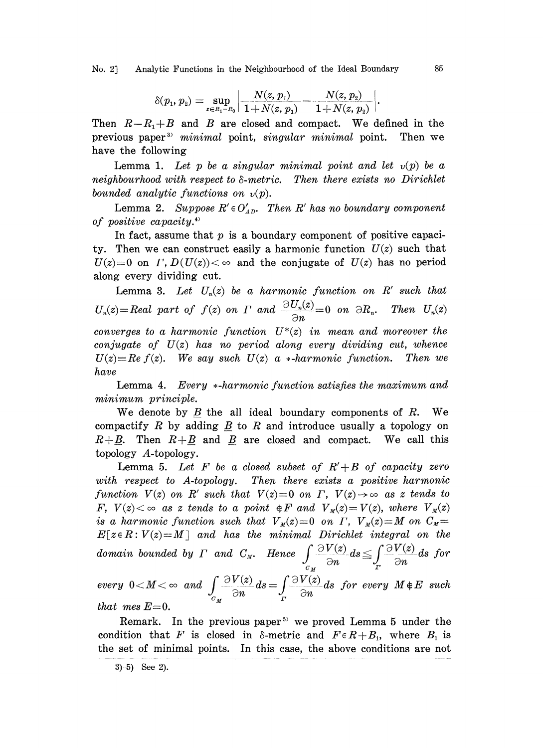$$\delta(p_1, p_2) = \sup_{z \in R_1 - R_0} \left| \frac{N(z, p_1)}{1+N(z, p_1)} - \frac{N(z, p_2)}{1+N(z, p_2)} \right|.$$

Then $R - R_1 + B$ and $B$ are closed and compact. We defined in the previous paper[3] *minimal* point, *singular minimal* point. Then we have the following

Lemma 1. *Let $p$ be a singular minimal point and let $v(p)$ be a neighbourhood with respect to $\delta$-metric. Then there exists no Dirichlet bounded analytic functions on $v(p)$.*

Lemma 2. *Suppose $R' \in O'_{AD}$. Then $R'$ has no boundary component of positive capacity.*[4]

In fact, assume that $p$ is a boundary component of positive capacity. Then we can construct easily a harmonic function $U(z)$ such that $U(z)=0$ on $\Gamma$, $D(U(z))<\infty$ and the conjugate of $U(z)$ has no period along every dividing cut.

Lemma 3. *Let $U_n(z)$ be a harmonic function on $R'$ such that $U_n(z)=$Real part of $f(z)$ on $\Gamma$ and $\frac{\partial U_n(z)}{\partial n}=0$ on $\partial R_n$. Then $U_n(z)$ converges to a harmonic function $U^*(z)$ in mean and moreover the conjugate of $U(z)$ has no period along every dividing cut, whence $U(z)\equiv Re\, f(z)$. We say such $U(z)$ a $*$-harmonic function. Then we have*

Lemma 4. *Every $*$-harmonic function satisfies the maximum and minimum principle.*

We denote by $\underline{B}$ the all ideal boundary components of $R$. We compactify $R$ by adding $\underline{B}$ to $R$ and introduce usually a topology on $R+\underline{B}$. Then $R+\underline{B}$ and $\underline{B}$ are closed and compact. We call this topology $A$-topology.

Lemma 5. *Let $F$ be a closed subset of $R'+B$ of capacity zero with respect to $A$-topology. Then there exists a positive harmonic function $V(z)$ on $R'$ such that $V(z)=0$ on $\Gamma$, $V(z)\to\infty$ as $z$ tends to $F$, $V(z)<\infty$ as $z$ tends to a point $\notin F$ and $V_M(z)=V(z)$, where $V_M(z)$ is a harmonic function such that $V_M(z)=0$ on $\Gamma$, $V_M(z)=M$ on $C_M=E[z\in R: V(z)=M]$ and has the minimal Dirichlet integral on the domain bounded by $\Gamma$ and $C_M$. Hence $\int_{C_M} \frac{\partial V(z)}{\partial n} ds \leqq \int_{\Gamma} \frac{\partial V(z)}{\partial n} ds$ for every $0<M<\infty$ and $\int_{C_M} \frac{\partial V(z)}{\partial n} ds = \int_{\Gamma} \frac{\partial V(z)}{\partial n} ds$ for every $M\notin E$ such that mes $E=0$.*

Remark. In the previous paper[5] we proved Lemma 5 under the condition that $F$ is closed in $\delta$-metric and $F\in R+B_1$, where $B_1$ is the set of minimal points. In this case, the above conditions are not

3)–5) See 2).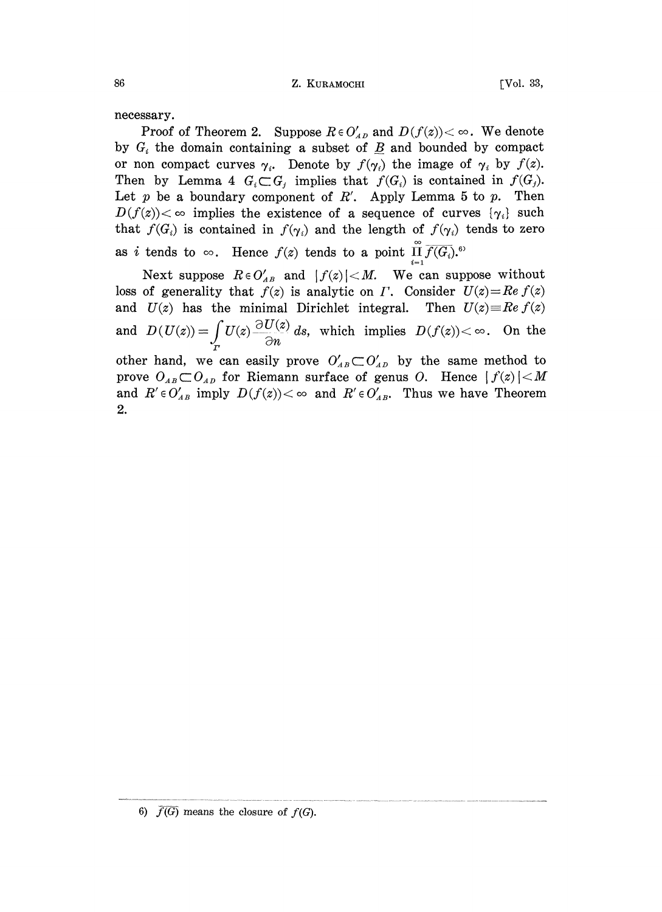necessary.

Proof of Theorem 2. Suppose $R \in O'_{AD}$ and $D(f(z)) < \infty$. We denote by $G_i$ the domain containing a subset of $\underline{B}$ and bounded by compact or non compact curves $\gamma_i$. Denote by $f(\gamma_i)$ the image of $\gamma_i$ by $f(z)$. Then by Lemma 4 $G_i \subset G_j$ implies that $f(G_i)$ is contained in $f(G_j)$. Let $p$ be a boundary component of $R'$. Apply Lemma 5 to $p$. Then $D(f(z)) < \infty$ implies the existence of a sequence of curves $\{\gamma_i\}$ such that $f(G_i)$ is contained in $f(\gamma_i)$ and the length of $f(\gamma_i)$ tends to zero as $i$ tends to $\infty$. Hence $f(z)$ tends to a point $\prod_{i=1}^{\infty} \overline{f(G_i)}$.[6]

Next suppose $R \in O'_{AB}$ and $|f(z)| < M$. We can suppose without loss of generality that $f(z)$ is analytic on $\Gamma$. Consider $U(z) = Re\, f(z)$ and $U(z)$ has the minimal Dirichlet integral. Then $U(z) \equiv Re\, f(z)$ and $D(U(z)) = \int_{\Gamma} U(z) \frac{\partial U(z)}{\partial n} ds$, which implies $D(f(z)) < \infty$. On the other hand, we can easily prove $O'_{AB} \subset O'_{AD}$ by the same method to prove $O_{AB} \subset O_{AD}$ for Riemann surface of genus $O$. Hence $|f(z)| < M$ and $R' \in O'_{AB}$ imply $D(f(z)) < \infty$ and $R' \in O'_{AB}$. Thus we have Theorem 2.

6) $\overline{f(G)}$ means the closure of $f(G)$.